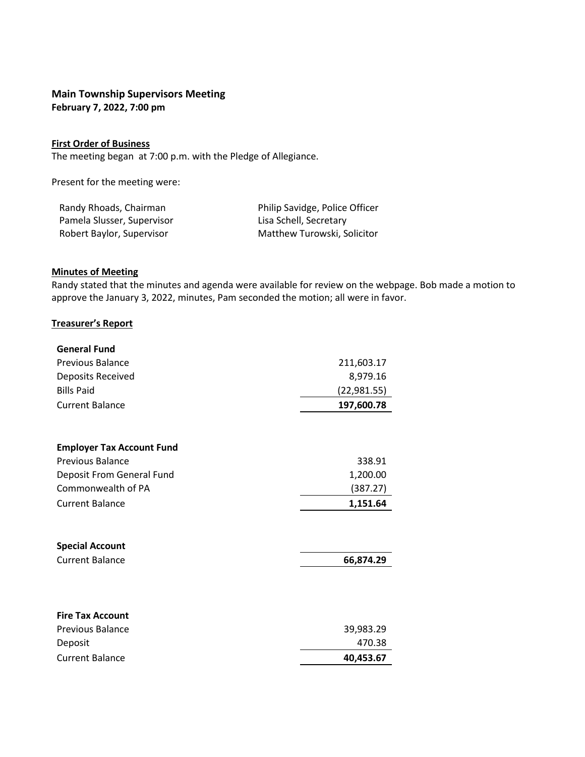## Main Township Supervisors Meeting

**February 7, 2022, 7:00 pm**

**First Order of Business**

The meeting began at 7:00 p.m. with the Pledge of Allegiance.

Present for the meeting were:

| | |
|---|---|
| Randy Rhoads, Chairman | Philip Savidge, Police Officer |
| Pamela Slusser, Supervisor | Lisa Schell, Secretary |
| Robert Baylor, Supervisor | Matthew Turowski, Solicitor |

**Minutes of Meeting**

Randy stated that the minutes and agenda were available for review on the webpage. Bob made a motion to approve the January 3, 2022, minutes, Pam seconded the motion; all were in favor.

**Treasurer's Report**

| **General Fund** | |
|---|---:|
| Previous Balance | 211,603.17 |
| Deposits Received | 8,979.16 |
| Bills Paid | (22,981.55) |
| Current Balance | **197,600.78** |

| **Employer Tax Account Fund** | |
|---|---:|
| Previous Balance | 338.91 |
| Deposit From General Fund | 1,200.00 |
| Commonwealth of PA | (387.27) |
| Current Balance | **1,151.64** |

| **Special Account** | |
|---|---:|
| Current Balance | **66,874.29** |

| **Fire Tax Account** | |
|---|---:|
| Previous Balance | 39,983.29 |
| Deposit | 470.38 |
| Current Balance | **40,453.67** |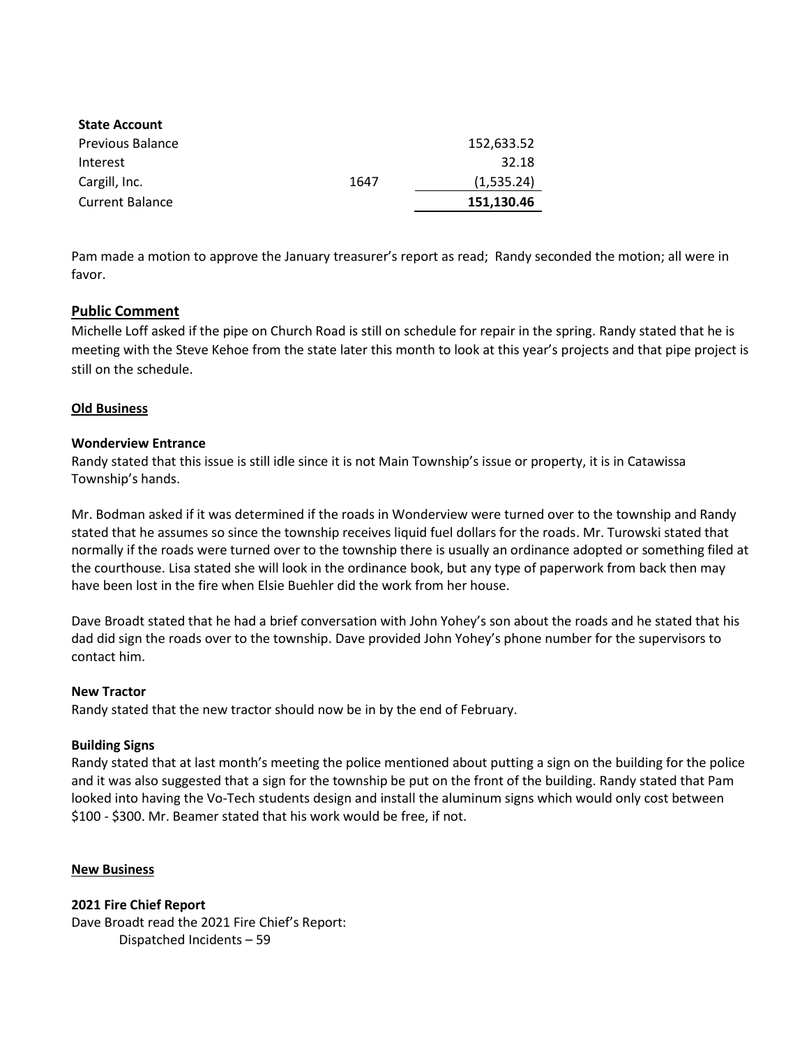| **State Account** | | |
|---|---|---|
| Previous Balance | | 152,633.52 |
| Interest | | 32.18 |
| Cargill, Inc. | 1647 | (1,535.24) |
| Current Balance | | **151,130.46** |

Pam made a motion to approve the January treasurer's report as read; Randy seconded the motion; all were in favor.

## Public Comment

Michelle Loff asked if the pipe on Church Road is still on schedule for repair in the spring. Randy stated that he is meeting with the Steve Kehoe from the state later this month to look at this year's projects and that pipe project is still on the schedule.

## Old Business

**Wonderview Entrance**

Randy stated that this issue is still idle since it is not Main Township's issue or property, it is in Catawissa Township's hands.

Mr. Bodman asked if it was determined if the roads in Wonderview were turned over to the township and Randy stated that he assumes so since the township receives liquid fuel dollars for the roads. Mr. Turowski stated that normally if the roads were turned over to the township there is usually an ordinance adopted or something filed at the courthouse. Lisa stated she will look in the ordinance book, but any type of paperwork from back then may have been lost in the fire when Elsie Buehler did the work from her house.

Dave Broadt stated that he had a brief conversation with John Yohey's son about the roads and he stated that his dad did sign the roads over to the township. Dave provided John Yohey's phone number for the supervisors to contact him.

**New Tractor**

Randy stated that the new tractor should now be in by the end of February.

**Building Signs**

Randy stated that at last month's meeting the police mentioned about putting a sign on the building for the police and it was also suggested that a sign for the township be put on the front of the building. Randy stated that Pam looked into having the Vo-Tech students design and install the aluminum signs which would only cost between $100 - $300. Mr. Beamer stated that his work would be free, if not.

## New Business

**2021 Fire Chief Report**

Dave Broadt read the 2021 Fire Chief's Report:

Dispatched Incidents – 59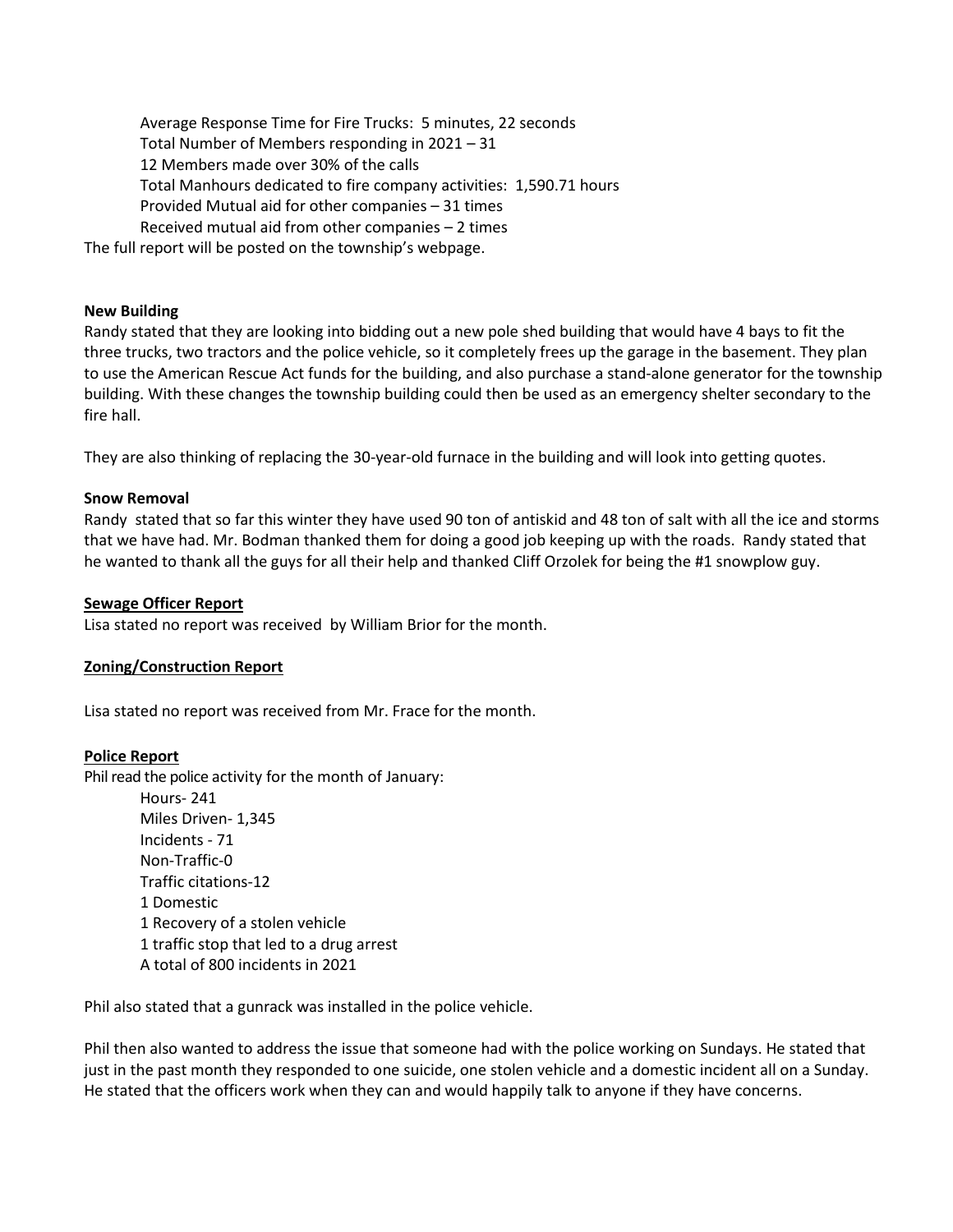Average Response Time for Fire Trucks: 5 minutes, 22 seconds
Total Number of Members responding in 2021 – 31
12 Members made over 30% of the calls
Total Manhours dedicated to fire company activities: 1,590.71 hours
Provided Mutual aid for other companies – 31 times
Received mutual aid from other companies – 2 times

The full report will be posted on the township's webpage.

**New Building**

Randy stated that they are looking into bidding out a new pole shed building that would have 4 bays to fit the three trucks, two tractors and the police vehicle, so it completely frees up the garage in the basement. They plan to use the American Rescue Act funds for the building, and also purchase a stand-alone generator for the township building. With these changes the township building could then be used as an emergency shelter secondary to the fire hall.

They are also thinking of replacing the 30-year-old furnace in the building and will look into getting quotes.

**Snow Removal**

Randy stated that so far this winter they have used 90 ton of antiskid and 48 ton of salt with all the ice and storms that we have had. Mr. Bodman thanked them for doing a good job keeping up with the roads. Randy stated that he wanted to thank all the guys for all their help and thanked Cliff Orzolek for being the #1 snowplow guy.

**Sewage Officer Report**

Lisa stated no report was received by William Brior for the month.

**Zoning/Construction Report**

Lisa stated no report was received from Mr. Frace for the month.

**Police Report**

Phil read the police activity for the month of January:

Hours- 241
Miles Driven- 1,345
Incidents - 71
Non-Traffic-0
Traffic citations-12
1 Domestic
1 Recovery of a stolen vehicle
1 traffic stop that led to a drug arrest
A total of 800 incidents in 2021

Phil also stated that a gunrack was installed in the police vehicle.

Phil then also wanted to address the issue that someone had with the police working on Sundays. He stated that just in the past month they responded to one suicide, one stolen vehicle and a domestic incident all on a Sunday. He stated that the officers work when they can and would happily talk to anyone if they have concerns.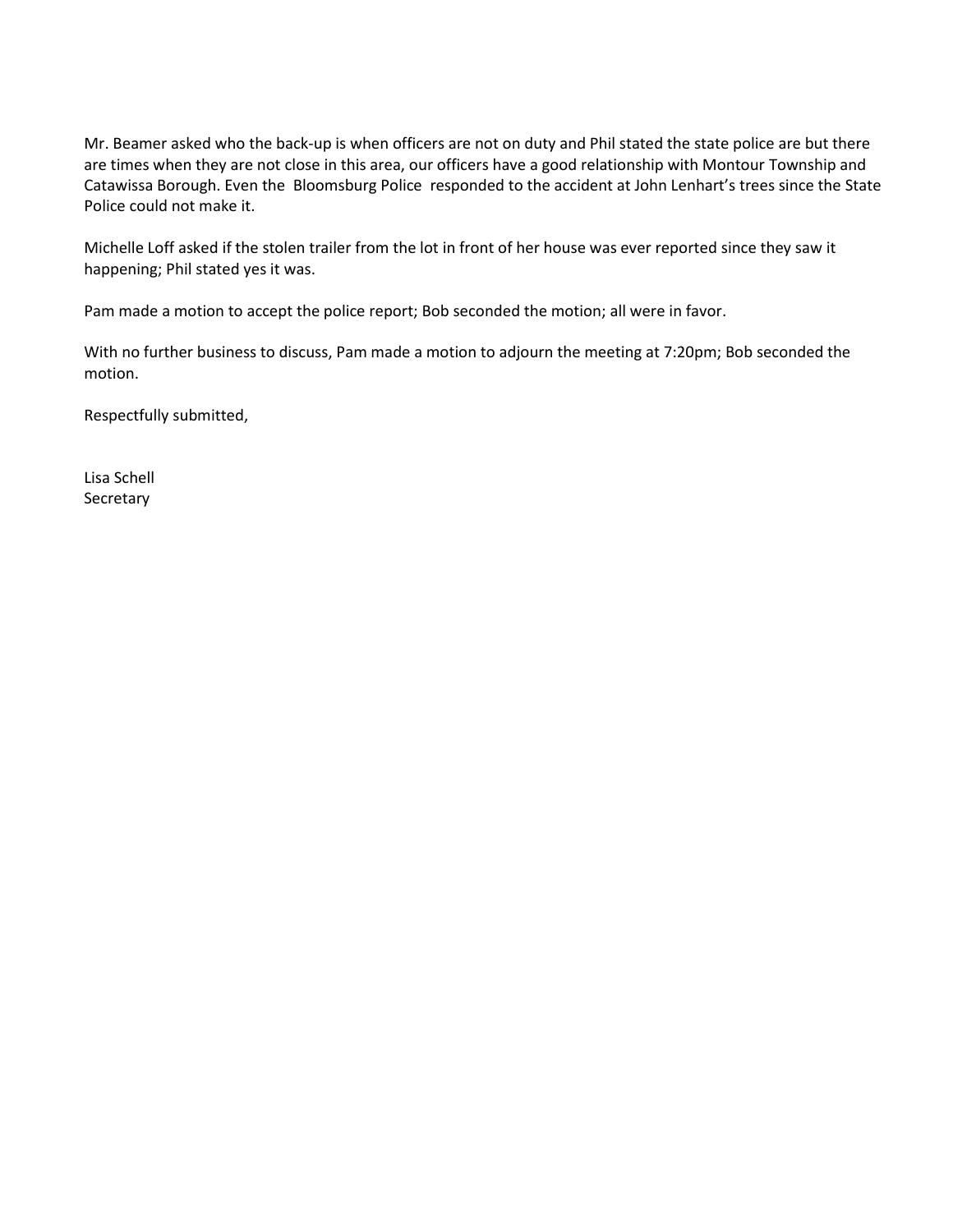Mr. Beamer asked who the back-up is when officers are not on duty and Phil stated the state police are but there are times when they are not close in this area, our officers have a good relationship with Montour Township and Catawissa Borough. Even the Bloomsburg Police responded to the accident at John Lenhart's trees since the State Police could not make it.

Michelle Loff asked if the stolen trailer from the lot in front of her house was ever reported since they saw it happening; Phil stated yes it was.

Pam made a motion to accept the police report; Bob seconded the motion; all were in favor.

With no further business to discuss, Pam made a motion to adjourn the meeting at 7:20pm; Bob seconded the motion.

Respectfully submitted,

Lisa Schell
Secretary